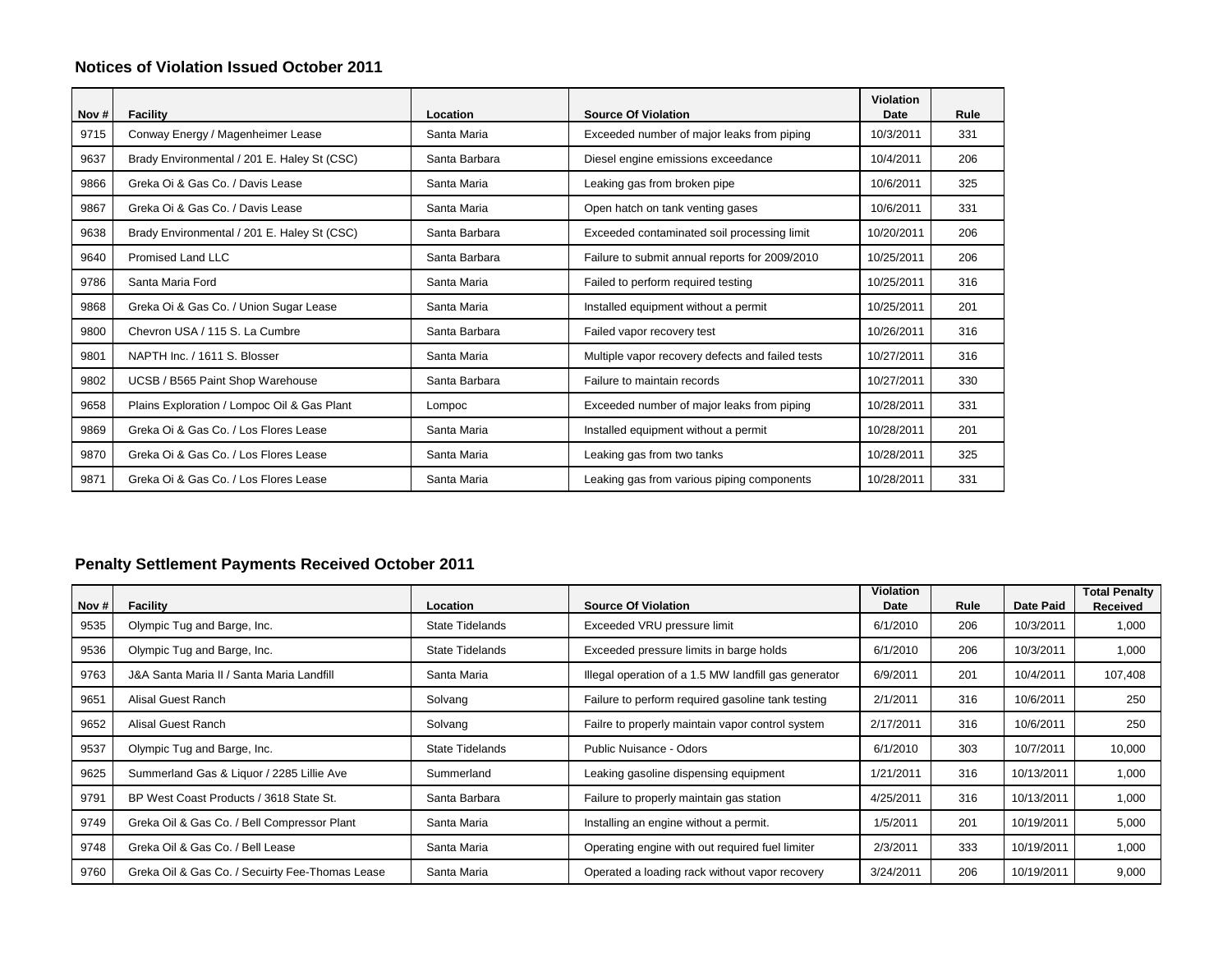## Notices of Violation Issued October 2011

| Nov # | Facility | Location | Source Of Violation | Violation Date | Rule |
|---|---|---|---|---|---|
| 9715 | Conway Energy / Magenheimer Lease | Santa Maria | Exceeded number of major leaks from piping | 10/3/2011 | 331 |
| 9637 | Brady Environmental / 201 E. Haley St (CSC) | Santa Barbara | Diesel engine emissions exceedance | 10/4/2011 | 206 |
| 9866 | Greka Oi & Gas Co. / Davis Lease | Santa Maria | Leaking gas from broken pipe | 10/6/2011 | 325 |
| 9867 | Greka Oi & Gas Co. / Davis Lease | Santa Maria | Open hatch on tank venting gases | 10/6/2011 | 331 |
| 9638 | Brady Environmental / 201 E. Haley St (CSC) | Santa Barbara | Exceeded contaminated soil processing limit | 10/20/2011 | 206 |
| 9640 | Promised Land LLC | Santa Barbara | Failure to submit annual reports for 2009/2010 | 10/25/2011 | 206 |
| 9786 | Santa Maria Ford | Santa Maria | Failed to perform required testing | 10/25/2011 | 316 |
| 9868 | Greka Oi & Gas Co. / Union Sugar Lease | Santa Maria | Installed equipment without a permit | 10/25/2011 | 201 |
| 9800 | Chevron USA / 115 S. La Cumbre | Santa Barbara | Failed vapor recovery test | 10/26/2011 | 316 |
| 9801 | NAPTH Inc. / 1611 S. Blosser | Santa Maria | Multiple vapor recovery defects and failed tests | 10/27/2011 | 316 |
| 9802 | UCSB / B565 Paint Shop Warehouse | Santa Barbara | Failure to maintain records | 10/27/2011 | 330 |
| 9658 | Plains Exploration / Lompoc Oil & Gas Plant | Lompoc | Exceeded number of major leaks from piping | 10/28/2011 | 331 |
| 9869 | Greka Oi & Gas Co. / Los Flores Lease | Santa Maria | Installed equipment without a permit | 10/28/2011 | 201 |
| 9870 | Greka Oi & Gas Co. / Los Flores Lease | Santa Maria | Leaking gas from two tanks | 10/28/2011 | 325 |
| 9871 | Greka Oi & Gas Co. / Los Flores Lease | Santa Maria | Leaking gas from various piping components | 10/28/2011 | 331 |

## Penalty Settlement Payments Received October 2011

| Nov # | Facility | Location | Source Of Violation | Violation Date | Rule | Date Paid | Total Penalty Received |
|---|---|---|---|---|---|---|---|
| 9535 | Olympic Tug and Barge, Inc. | State Tidelands | Exceeded VRU pressure limit | 6/1/2010 | 206 | 10/3/2011 | 1,000 |
| 9536 | Olympic Tug and Barge, Inc. | State Tidelands | Exceeded pressure limits in barge holds | 6/1/2010 | 206 | 10/3/2011 | 1,000 |
| 9763 | J&A Santa Maria II / Santa Maria Landfill | Santa Maria | Illegal operation of a 1.5 MW landfill gas generator | 6/9/2011 | 201 | 10/4/2011 | 107,408 |
| 9651 | Alisal Guest Ranch | Solvang | Failure to perform required gasoline tank testing | 2/1/2011 | 316 | 10/6/2011 | 250 |
| 9652 | Alisal Guest Ranch | Solvang | Failre to properly maintain vapor control system | 2/17/2011 | 316 | 10/6/2011 | 250 |
| 9537 | Olympic Tug and Barge, Inc. | State Tidelands | Public Nuisance - Odors | 6/1/2010 | 303 | 10/7/2011 | 10,000 |
| 9625 | Summerland Gas & Liquor / 2285 Lillie Ave | Summerland | Leaking gasoline dispensing equipment | 1/21/2011 | 316 | 10/13/2011 | 1,000 |
| 9791 | BP West Coast Products / 3618 State St. | Santa Barbara | Failure to properly maintain gas station | 4/25/2011 | 316 | 10/13/2011 | 1,000 |
| 9749 | Greka Oil & Gas Co. / Bell Compressor Plant | Santa Maria | Installing an engine without a permit. | 1/5/2011 | 201 | 10/19/2011 | 5,000 |
| 9748 | Greka Oil & Gas Co. / Bell Lease | Santa Maria | Operating engine with out required fuel limiter | 2/3/2011 | 333 | 10/19/2011 | 1,000 |
| 9760 | Greka Oil & Gas Co. / Secuirty Fee-Thomas Lease | Santa Maria | Operated a loading rack without vapor recovery | 3/24/2011 | 206 | 10/19/2011 | 9,000 |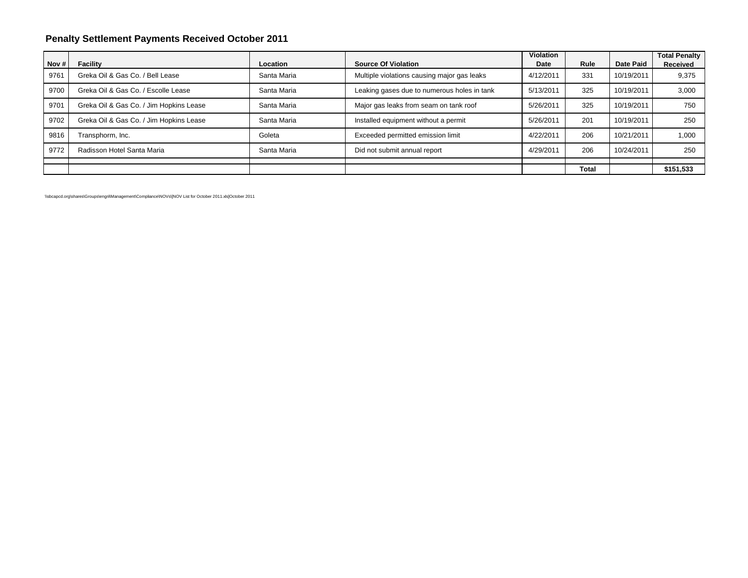**Penalty Settlement Payments Received October 2011**

| Nov # | Facility | Location | Source Of Violation | Violation Date | Rule | Date Paid | Total Penalty Received |
|---|---|---|---|---|---|---|---|
| 9761 | Greka Oil & Gas Co. / Bell Lease | Santa Maria | Multiple violations causing major gas leaks | 4/12/2011 | 331 | 10/19/2011 | 9,375 |
| 9700 | Greka Oil & Gas Co. / Escolle Lease | Santa Maria | Leaking gases due to numerous holes in tank | 5/13/2011 | 325 | 10/19/2011 | 3,000 |
| 9701 | Greka Oil & Gas Co. / Jim Hopkins Lease | Santa Maria | Major gas leaks from seam on tank roof | 5/26/2011 | 325 | 10/19/2011 | 750 |
| 9702 | Greka Oil & Gas Co. / Jim Hopkins Lease | Santa Maria | Installed equipment without a permit | 5/26/2011 | 201 | 10/19/2011 | 250 |
| 9816 | Transphorm, Inc. | Goleta | Exceeded permitted emission limit | 4/22/2011 | 206 | 10/21/2011 | 1,000 |
| 9772 | Radisson Hotel Santa Maria | Santa Maria | Did not submit annual report | 4/29/2011 | 206 | 10/24/2011 | 250 |
| | | | | | | | |
| | | | | | **Total** | | **$151,533** |

\\sbcapcd.org\shares\Groups\engr\Management\Compliance\NOVs\[NOV List for October 2011.xls]October 2011